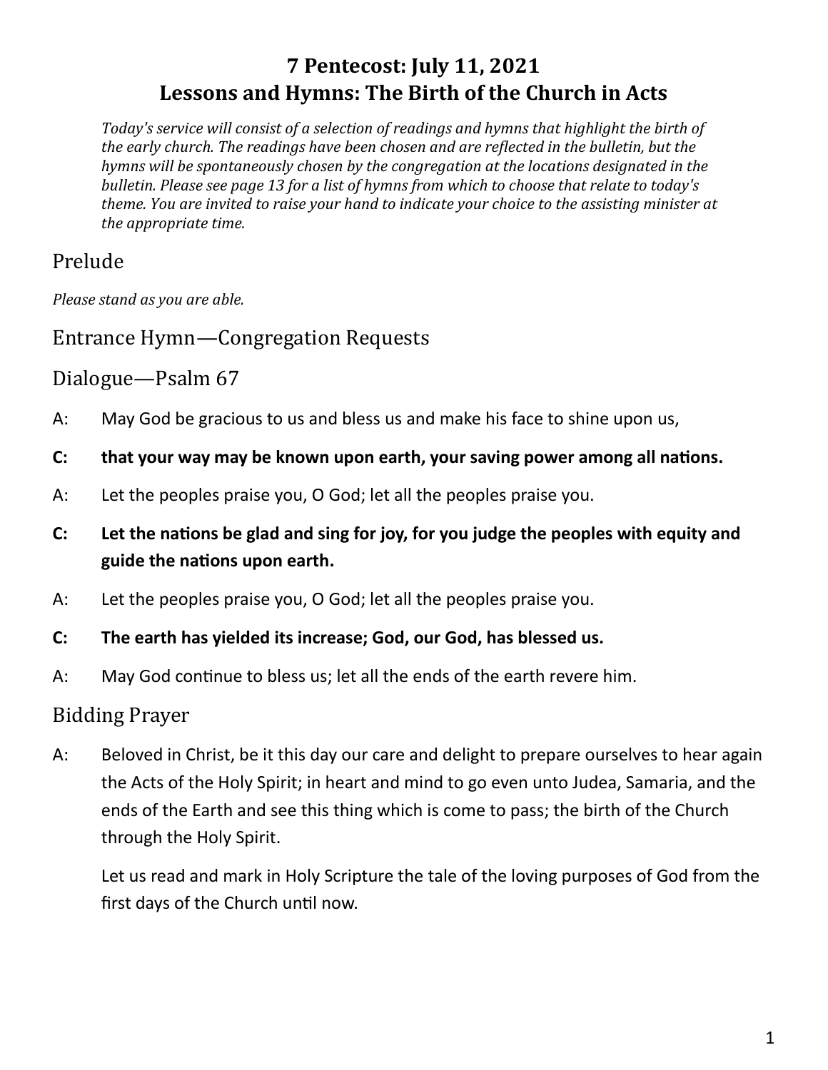# 7 Pentecost: July 11, 2021
# Lessons and Hymns: The Birth of the Church in Acts

*Today's service will consist of a selection of readings and hymns that highlight the birth of the early church. The readings have been chosen and are reflected in the bulletin, but the hymns will be spontaneously chosen by the congregation at the locations designated in the bulletin. Please see page 13 for a list of hymns from which to choose that relate to today's theme. You are invited to raise your hand to indicate your choice to the assisting minister at the appropriate time.*

## Prelude

*Please stand as you are able.*

## Entrance Hymn—Congregation Requests

## Dialogue—Psalm 67

A: May God be gracious to us and bless us and make his face to shine upon us,

**C: that your way may be known upon earth, your saving power among all nations.**

A: Let the peoples praise you, O God; let all the peoples praise you.

**C: Let the nations be glad and sing for joy, for you judge the peoples with equity and guide the nations upon earth.**

A: Let the peoples praise you, O God; let all the peoples praise you.

**C: The earth has yielded its increase; God, our God, has blessed us.**

A: May God continue to bless us; let all the ends of the earth revere him.

## Bidding Prayer

A: Beloved in Christ, be it this day our care and delight to prepare ourselves to hear again the Acts of the Holy Spirit; in heart and mind to go even unto Judea, Samaria, and the ends of the Earth and see this thing which is come to pass; the birth of the Church through the Holy Spirit.

Let us read and mark in Holy Scripture the tale of the loving purposes of God from the first days of the Church until now.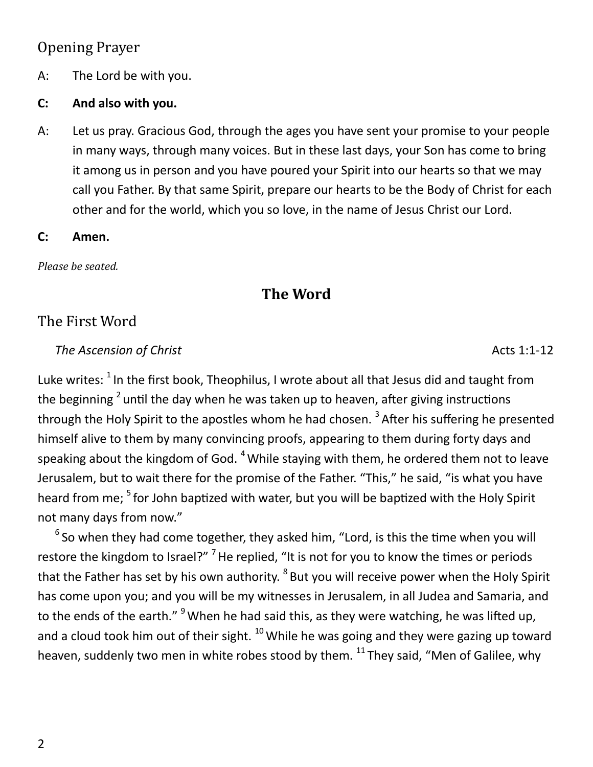## Opening Prayer

A: The Lord be with you.

**C: And also with you.**

A: Let us pray. Gracious God, through the ages you have sent your promise to your people in many ways, through many voices. But in these last days, your Son has come to bring it among us in person and you have poured your Spirit into our hearts so that we may call you Father. By that same Spirit, prepare our hearts to be the Body of Christ for each other and for the world, which you so love, in the name of Jesus Christ our Lord.

**C: Amen.**

*Please be seated.*

# The Word

## The First Word

*The Ascension of Christ* Acts 1:1-12

Luke writes: [1] In the first book, Theophilus, I wrote about all that Jesus did and taught from the beginning [2] until the day when he was taken up to heaven, after giving instructions through the Holy Spirit to the apostles whom he had chosen. [3] After his suffering he presented himself alive to them by many convincing proofs, appearing to them during forty days and speaking about the kingdom of God. [4] While staying with them, he ordered them not to leave Jerusalem, but to wait there for the promise of the Father. "This," he said, "is what you have heard from me; [5] for John baptized with water, but you will be baptized with the Holy Spirit not many days from now."

[6] So when they had come together, they asked him, "Lord, is this the time when you will restore the kingdom to Israel?" [7] He replied, "It is not for you to know the times or periods that the Father has set by his own authority. [8] But you will receive power when the Holy Spirit has come upon you; and you will be my witnesses in Jerusalem, in all Judea and Samaria, and to the ends of the earth." [9] When he had said this, as they were watching, he was lifted up, and a cloud took him out of their sight. [10] While he was going and they were gazing up toward heaven, suddenly two men in white robes stood by them. [11] They said, "Men of Galilee, why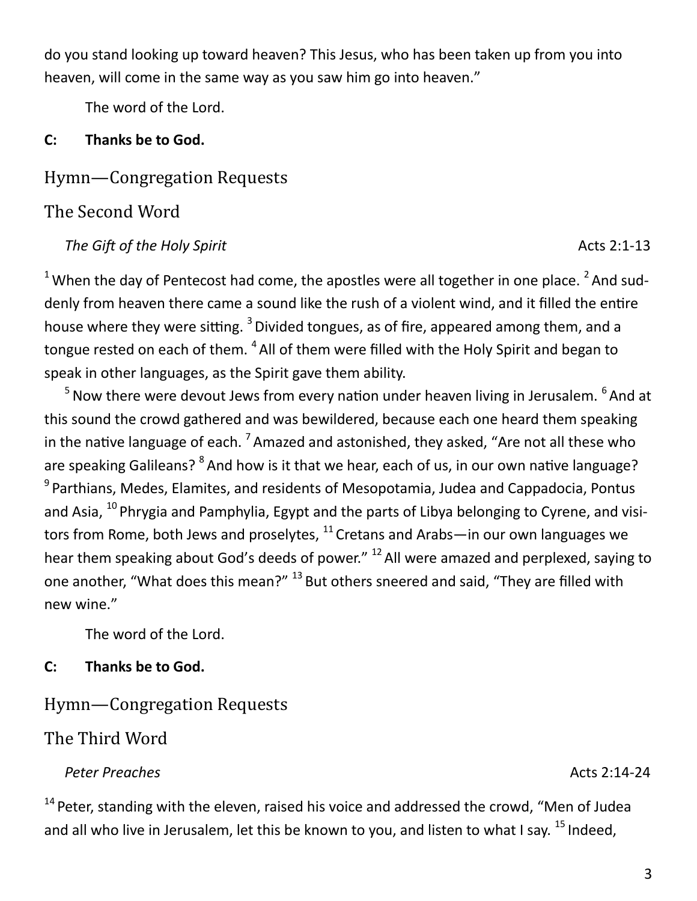do you stand looking up toward heaven? This Jesus, who has been taken up from you into heaven, will come in the same way as you saw him go into heaven."

The word of the Lord.

**C: Thanks be to God.**

## Hymn—Congregation Requests

## The Second Word

*The Gift of the Holy Spirit* Acts 2:1-13

[1] When the day of Pentecost had come, the apostles were all together in one place. [2] And suddenly from heaven there came a sound like the rush of a violent wind, and it filled the entire house where they were sitting. [3] Divided tongues, as of fire, appeared among them, and a tongue rested on each of them. [4] All of them were filled with the Holy Spirit and began to speak in other languages, as the Spirit gave them ability.

[5] Now there were devout Jews from every nation under heaven living in Jerusalem. [6] And at this sound the crowd gathered and was bewildered, because each one heard them speaking in the native language of each. [7] Amazed and astonished, they asked, "Are not all these who are speaking Galileans? [8] And how is it that we hear, each of us, in our own native language? [9] Parthians, Medes, Elamites, and residents of Mesopotamia, Judea and Cappadocia, Pontus and Asia, [10] Phrygia and Pamphylia, Egypt and the parts of Libya belonging to Cyrene, and visitors from Rome, both Jews and proselytes, [11] Cretans and Arabs—in our own languages we hear them speaking about God's deeds of power." [12] All were amazed and perplexed, saying to one another, "What does this mean?" [13] But others sneered and said, "They are filled with new wine."

The word of the Lord.

**C: Thanks be to God.**

## Hymn—Congregation Requests

## The Third Word

*Peter Preaches* Acts 2:14-24

[14] Peter, standing with the eleven, raised his voice and addressed the crowd, "Men of Judea and all who live in Jerusalem, let this be known to you, and listen to what I say. [15] Indeed,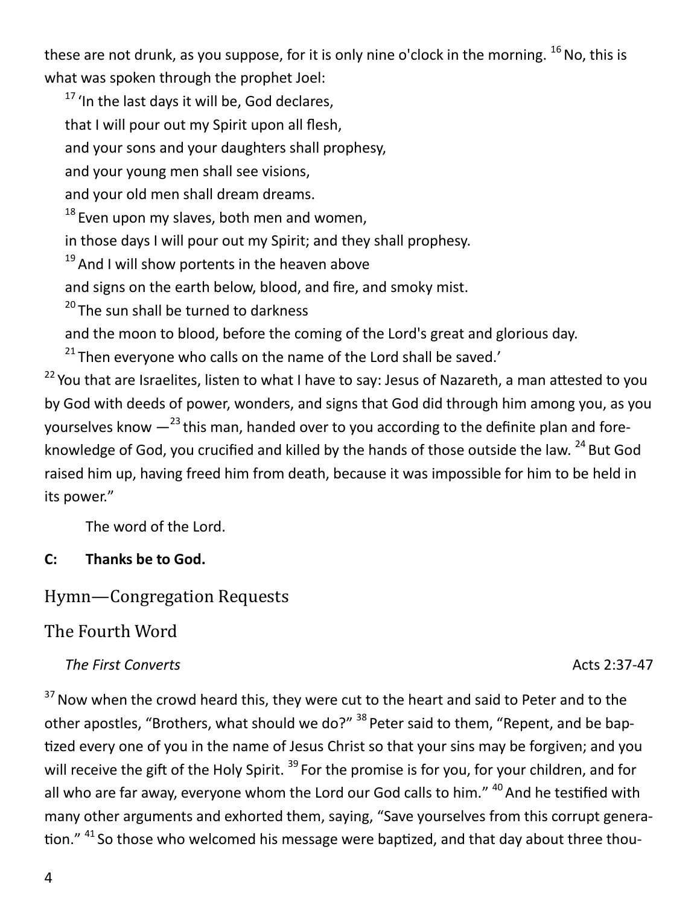these are not drunk, as you suppose, for it is only nine o'clock in the morning. [16] No, this is what was spoken through the prophet Joel:

[17] 'In the last days it will be, God declares,
that I will pour out my Spirit upon all flesh,
and your sons and your daughters shall prophesy,
and your young men shall see visions,
and your old men shall dream dreams.
[18] Even upon my slaves, both men and women,
in those days I will pour out my Spirit; and they shall prophesy.
[19] And I will show portents in the heaven above
and signs on the earth below, blood, and fire, and smoky mist.
[20] The sun shall be turned to darkness
and the moon to blood, before the coming of the Lord's great and glorious day.
[21] Then everyone who calls on the name of the Lord shall be saved.'

[22] You that are Israelites, listen to what I have to say: Jesus of Nazareth, a man attested to you by God with deeds of power, wonders, and signs that God did through him among you, as you yourselves know —[23] this man, handed over to you according to the definite plan and foreknowledge of God, you crucified and killed by the hands of those outside the law. [24] But God raised him up, having freed him from death, because it was impossible for him to be held in its power."

The word of the Lord.

**C: Thanks be to God.**

## Hymn—Congregation Requests

## The Fourth Word

*The First Converts* Acts 2:37-47

[37] Now when the crowd heard this, they were cut to the heart and said to Peter and to the other apostles, "Brothers, what should we do?" [38] Peter said to them, "Repent, and be baptized every one of you in the name of Jesus Christ so that your sins may be forgiven; and you will receive the gift of the Holy Spirit. [39] For the promise is for you, for your children, and for all who are far away, everyone whom the Lord our God calls to him." [40] And he testified with many other arguments and exhorted them, saying, "Save yourselves from this corrupt generation." [41] So those who welcomed his message were baptized, and that day about three thou-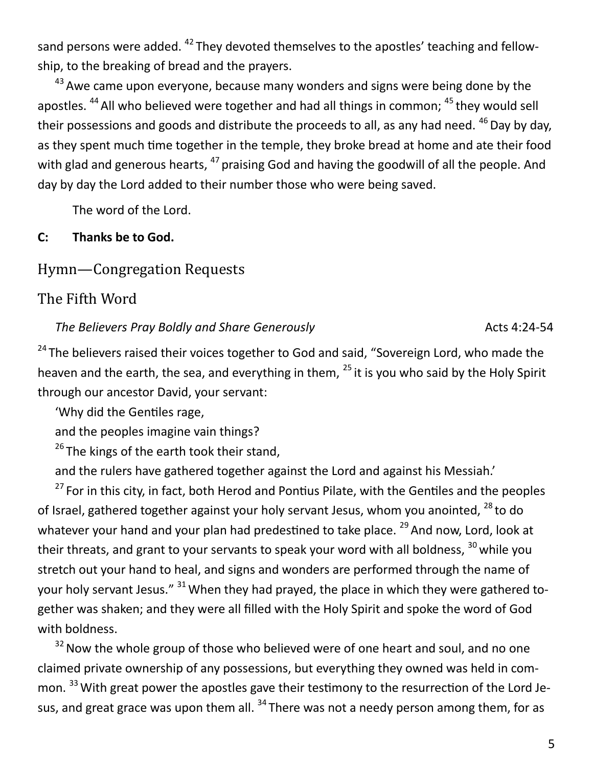sand persons were added. [42] They devoted themselves to the apostles' teaching and fellowship, to the breaking of bread and the prayers.

[43] Awe came upon everyone, because many wonders and signs were being done by the apostles. [44] All who believed were together and had all things in common; [45] they would sell their possessions and goods and distribute the proceeds to all, as any had need. [46] Day by day, as they spent much time together in the temple, they broke bread at home and ate their food with glad and generous hearts, [47] praising God and having the goodwill of all the people. And day by day the Lord added to their number those who were being saved.

The word of the Lord.

**C: Thanks be to God.**

## Hymn—Congregation Requests

## The Fifth Word

*The Believers Pray Boldly and Share Generously* Acts 4:24-54

[24] The believers raised their voices together to God and said, "Sovereign Lord, who made the heaven and the earth, the sea, and everything in them, [25] it is you who said by the Holy Spirit through our ancestor David, your servant:

'Why did the Gentiles rage,
and the peoples imagine vain things?
[26] The kings of the earth took their stand,
and the rulers have gathered together against the Lord and against his Messiah.'

[27] For in this city, in fact, both Herod and Pontius Pilate, with the Gentiles and the peoples of Israel, gathered together against your holy servant Jesus, whom you anointed, [28] to do whatever your hand and your plan had predestined to take place. [29] And now, Lord, look at their threats, and grant to your servants to speak your word with all boldness, [30] while you stretch out your hand to heal, and signs and wonders are performed through the name of your holy servant Jesus." [31] When they had prayed, the place in which they were gathered together was shaken; and they were all filled with the Holy Spirit and spoke the word of God with boldness.

[32] Now the whole group of those who believed were of one heart and soul, and no one claimed private ownership of any possessions, but everything they owned was held in common. [33] With great power the apostles gave their testimony to the resurrection of the Lord Jesus, and great grace was upon them all. [34] There was not a needy person among them, for as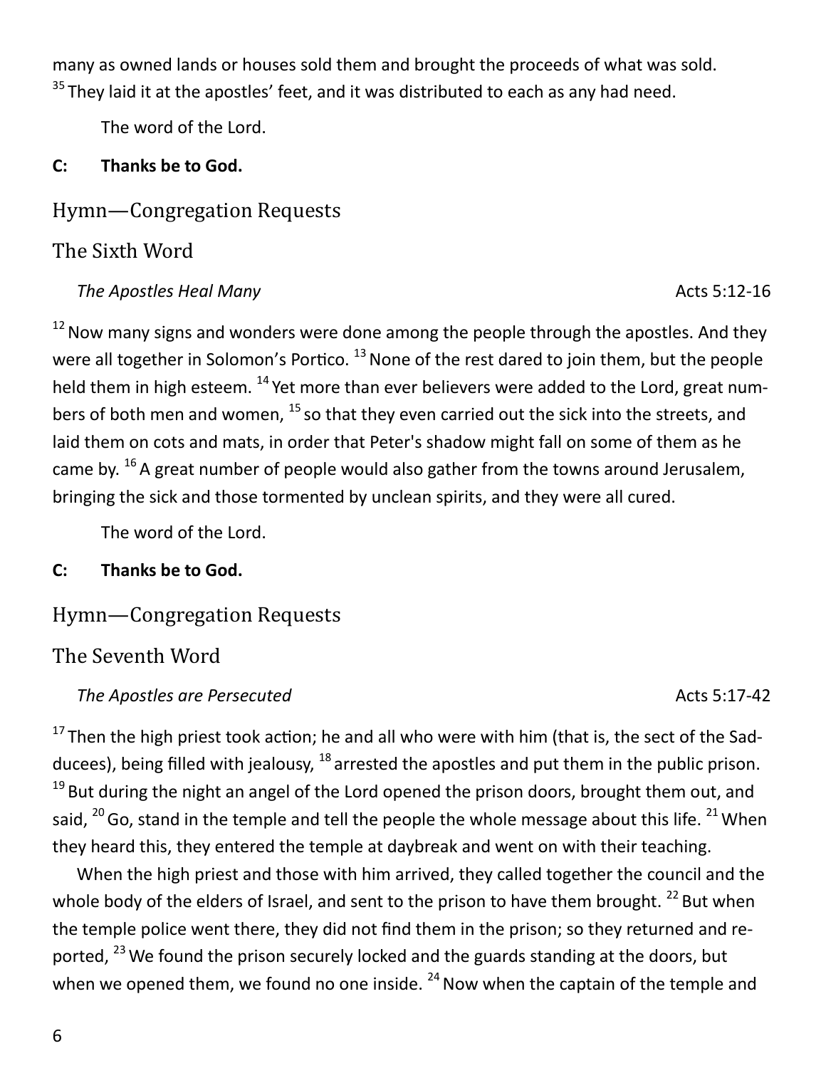many as owned lands or houses sold them and brought the proceeds of what was sold. [35] They laid it at the apostles' feet, and it was distributed to each as any had need.

The word of the Lord.

**C: Thanks be to God.**

## Hymn—Congregation Requests

## The Sixth Word

*The Apostles Heal Many* Acts 5:12-16

[12] Now many signs and wonders were done among the people through the apostles. And they were all together in Solomon's Portico. [13] None of the rest dared to join them, but the people held them in high esteem. [14] Yet more than ever believers were added to the Lord, great numbers of both men and women, [15] so that they even carried out the sick into the streets, and laid them on cots and mats, in order that Peter's shadow might fall on some of them as he came by. [16] A great number of people would also gather from the towns around Jerusalem, bringing the sick and those tormented by unclean spirits, and they were all cured.

The word of the Lord.

**C: Thanks be to God.**

## Hymn—Congregation Requests

## The Seventh Word

*The Apostles are Persecuted* Acts 5:17-42

[17] Then the high priest took action; he and all who were with him (that is, the sect of the Sadducees), being filled with jealousy, [18] arrested the apostles and put them in the public prison. [19] But during the night an angel of the Lord opened the prison doors, brought them out, and said, [20] Go, stand in the temple and tell the people the whole message about this life. [21] When they heard this, they entered the temple at daybreak and went on with their teaching.

When the high priest and those with him arrived, they called together the council and the whole body of the elders of Israel, and sent to the prison to have them brought. [22] But when the temple police went there, they did not find them in the prison; so they returned and reported, [23] We found the prison securely locked and the guards standing at the doors, but when we opened them, we found no one inside. [24] Now when the captain of the temple and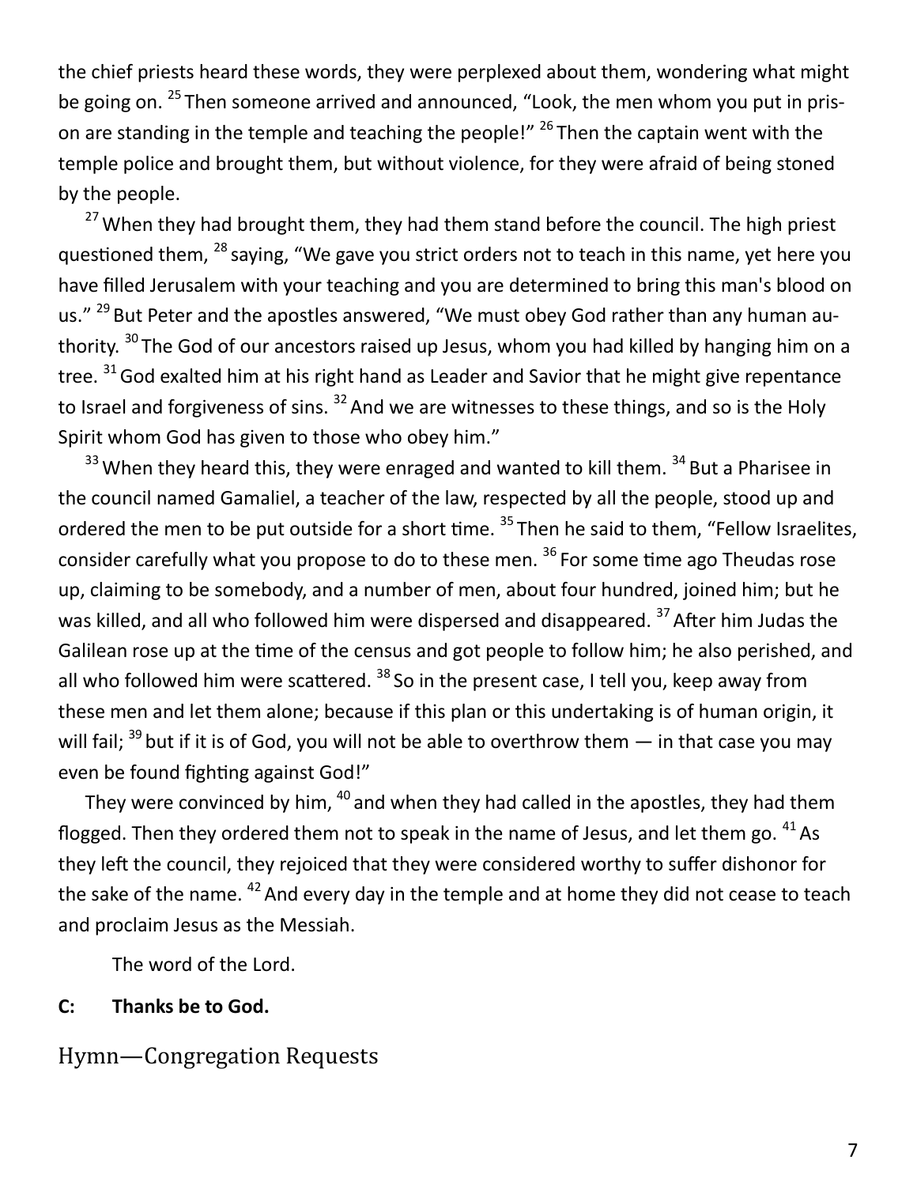the chief priests heard these words, they were perplexed about them, wondering what might be going on. [25] Then someone arrived and announced, "Look, the men whom you put in prison are standing in the temple and teaching the people!" [26] Then the captain went with the temple police and brought them, but without violence, for they were afraid of being stoned by the people.

[27] When they had brought them, they had them stand before the council. The high priest questioned them, [28] saying, "We gave you strict orders not to teach in this name, yet here you have filled Jerusalem with your teaching and you are determined to bring this man's blood on us." [29] But Peter and the apostles answered, "We must obey God rather than any human authority. [30] The God of our ancestors raised up Jesus, whom you had killed by hanging him on a tree. [31] God exalted him at his right hand as Leader and Savior that he might give repentance to Israel and forgiveness of sins. [32] And we are witnesses to these things, and so is the Holy Spirit whom God has given to those who obey him."

[33] When they heard this, they were enraged and wanted to kill them. [34] But a Pharisee in the council named Gamaliel, a teacher of the law, respected by all the people, stood up and ordered the men to be put outside for a short time. [35] Then he said to them, "Fellow Israelites, consider carefully what you propose to do to these men. [36] For some time ago Theudas rose up, claiming to be somebody, and a number of men, about four hundred, joined him; but he was killed, and all who followed him were dispersed and disappeared. [37] After him Judas the Galilean rose up at the time of the census and got people to follow him; he also perished, and all who followed him were scattered. [38] So in the present case, I tell you, keep away from these men and let them alone; because if this plan or this undertaking is of human origin, it will fail; [39] but if it is of God, you will not be able to overthrow them — in that case you may even be found fighting against God!"

They were convinced by him, [40] and when they had called in the apostles, they had them flogged. Then they ordered them not to speak in the name of Jesus, and let them go. [41] As they left the council, they rejoiced that they were considered worthy to suffer dishonor for the sake of the name. [42] And every day in the temple and at home they did not cease to teach and proclaim Jesus as the Messiah.

The word of the Lord.

**C: Thanks be to God.**

## Hymn—Congregation Requests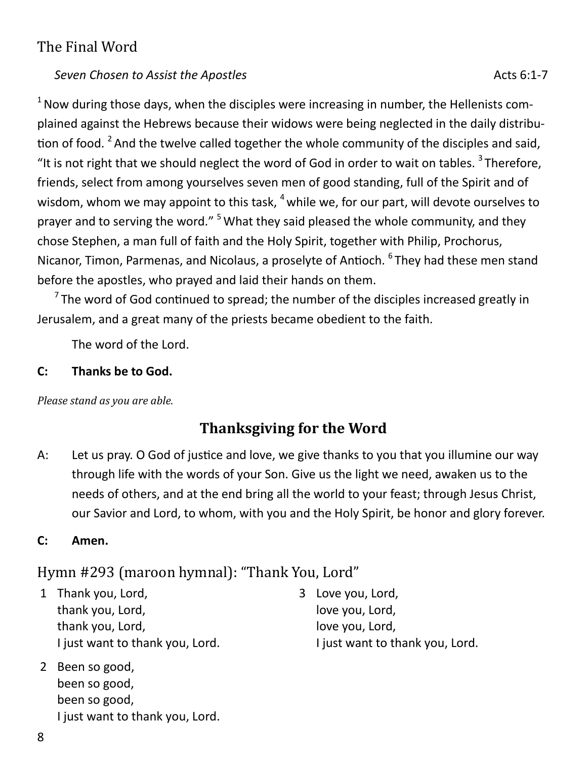## The Final Word

*Seven Chosen to Assist the Apostles* Acts 6:1-7

[1] Now during those days, when the disciples were increasing in number, the Hellenists complained against the Hebrews because their widows were being neglected in the daily distribution of food. [2] And the twelve called together the whole community of the disciples and said, "It is not right that we should neglect the word of God in order to wait on tables. [3] Therefore, friends, select from among yourselves seven men of good standing, full of the Spirit and of wisdom, whom we may appoint to this task, [4] while we, for our part, will devote ourselves to prayer and to serving the word." [5] What they said pleased the whole community, and they chose Stephen, a man full of faith and the Holy Spirit, together with Philip, Prochorus, Nicanor, Timon, Parmenas, and Nicolaus, a proselyte of Antioch. [6] They had these men stand before the apostles, who prayed and laid their hands on them.

[7] The word of God continued to spread; the number of the disciples increased greatly in Jerusalem, and a great many of the priests became obedient to the faith.

The word of the Lord.

**C: Thanks be to God.**

*Please stand as you are able.*

### Thanksgiving for the Word

A: Let us pray. O God of justice and love, we give thanks to you that you illumine our way through life with the words of your Son. Give us the light we need, awaken us to the needs of others, and at the end bring all the world to your feast; through Jesus Christ, our Savior and Lord, to whom, with you and the Holy Spirit, be honor and glory forever.

**C: Amen.**

## Hymn #293 (maroon hymnal): "Thank You, Lord"

1 Thank you, Lord,
thank you, Lord,
thank you, Lord,
I just want to thank you, Lord.

2 Been so good,
been so good,
been so good,
I just want to thank you, Lord.

3 Love you, Lord,
love you, Lord,
love you, Lord,
I just want to thank you, Lord.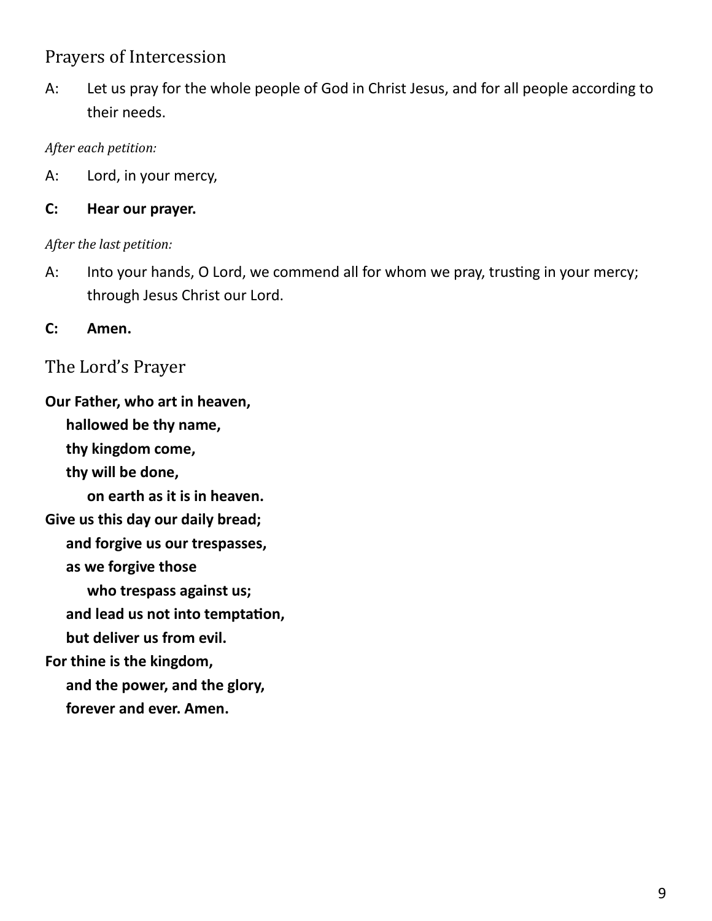## Prayers of Intercession

A: Let us pray for the whole people of God in Christ Jesus, and for all people according to their needs.

*After each petition:*

A: Lord, in your mercy,

**C: Hear our prayer.**

*After the last petition:*

A: Into your hands, O Lord, we commend all for whom we pray, trusting in your mercy; through Jesus Christ our Lord.

**C: Amen.**

## The Lord's Prayer

**Our Father, who art in heaven,**
**hallowed be thy name,**
**thy kingdom come,**
**thy will be done,**
**on earth as it is in heaven.**
**Give us this day our daily bread;**
**and forgive us our trespasses,**
**as we forgive those**
**who trespass against us;**
**and lead us not into temptation,**
**but deliver us from evil.**
**For thine is the kingdom,**
**and the power, and the glory,**
**forever and ever. Amen.**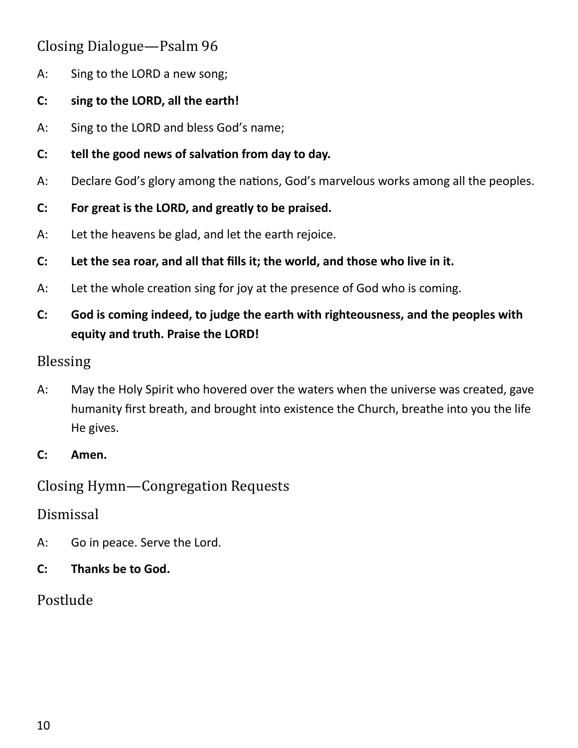## Closing Dialogue—Psalm 96

A: Sing to the LORD a new song;

**C: sing to the LORD, all the earth!**

A: Sing to the LORD and bless God's name;

**C: tell the good news of salvation from day to day.**

A: Declare God's glory among the nations, God's marvelous works among all the peoples.

**C: For great is the LORD, and greatly to be praised.**

A: Let the heavens be glad, and let the earth rejoice.

**C: Let the sea roar, and all that fills it; the world, and those who live in it.**

A: Let the whole creation sing for joy at the presence of God who is coming.

**C: God is coming indeed, to judge the earth with righteousness, and the peoples with equity and truth. Praise the LORD!**

## Blessing

A: May the Holy Spirit who hovered over the waters when the universe was created, gave humanity first breath, and brought into existence the Church, breathe into you the life He gives.

**C: Amen.**

## Closing Hymn—Congregation Requests

## Dismissal

A: Go in peace. Serve the Lord.

**C: Thanks be to God.**

## Postlude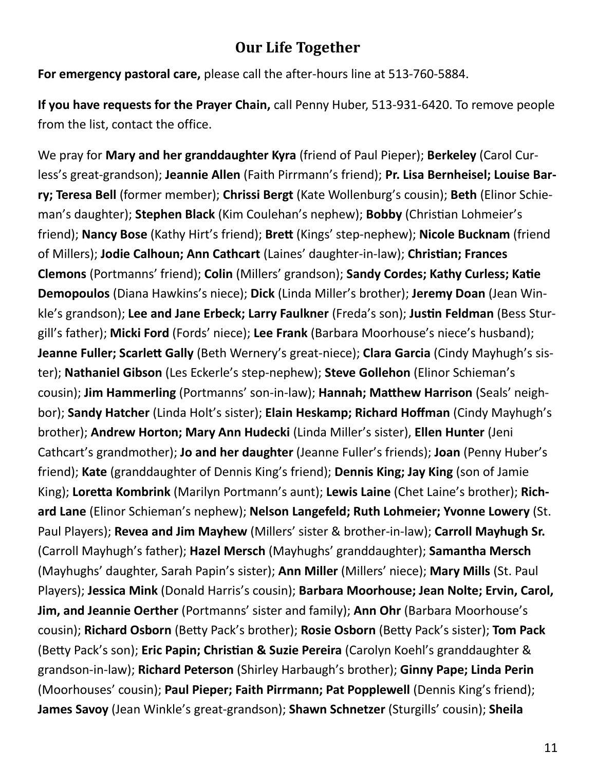## Our Life Together

**For emergency pastoral care,** please call the after-hours line at 513-760-5884.

**If you have requests for the Prayer Chain,** call Penny Huber, 513-931-6420. To remove people from the list, contact the office.

We pray for **Mary and her granddaughter Kyra** (friend of Paul Pieper); **Berkeley** (Carol Curless's great-grandson); **Jeannie Allen** (Faith Pirrmann's friend); **Pr. Lisa Bernheisel; Louise Barry; Teresa Bell** (former member); **Chrissi Bergt** (Kate Wollenburg's cousin); **Beth** (Elinor Schieman's daughter); **Stephen Black** (Kim Coulehan's nephew); **Bobby** (Christian Lohmeier's friend); **Nancy Bose** (Kathy Hirt's friend); **Brett** (Kings' step-nephew); **Nicole Bucknam** (friend of Millers); **Jodie Calhoun; Ann Cathcart** (Laines' daughter-in-law); **Christian; Frances Clemons** (Portmanns' friend); **Colin** (Millers' grandson); **Sandy Cordes; Kathy Curless; Katie Demopoulos** (Diana Hawkins's niece); **Dick** (Linda Miller's brother); **Jeremy Doan** (Jean Winkle's grandson); **Lee and Jane Erbeck; Larry Faulkner** (Freda's son); **Justin Feldman** (Bess Sturgill's father); **Micki Ford** (Fords' niece); **Lee Frank** (Barbara Moorhouse's niece's husband); **Jeanne Fuller; Scarlett Gally** (Beth Wernery's great-niece); **Clara Garcia** (Cindy Mayhugh's sister); **Nathaniel Gibson** (Les Eckerle's step-nephew); **Steve Gollehon** (Elinor Schieman's cousin); **Jim Hammerling** (Portmanns' son-in-law); **Hannah; Matthew Harrison** (Seals' neighbor); **Sandy Hatcher** (Linda Holt's sister); **Elain Heskamp; Richard Hoffman** (Cindy Mayhugh's brother); **Andrew Horton; Mary Ann Hudecki** (Linda Miller's sister), **Ellen Hunter** (Jeni Cathcart's grandmother); **Jo and her daughter** (Jeanne Fuller's friends); **Joan** (Penny Huber's friend); **Kate** (granddaughter of Dennis King's friend); **Dennis King; Jay King** (son of Jamie King); **Loretta Kombrink** (Marilyn Portmann's aunt); **Lewis Laine** (Chet Laine's brother); **Richard Lane** (Elinor Schieman's nephew); **Nelson Langefeld; Ruth Lohmeier; Yvonne Lowery** (St. Paul Players); **Revea and Jim Mayhew** (Millers' sister & brother-in-law); **Carroll Mayhugh Sr.** (Carroll Mayhugh's father); **Hazel Mersch** (Mayhughs' granddaughter); **Samantha Mersch** (Mayhughs' daughter, Sarah Papin's sister); **Ann Miller** (Millers' niece); **Mary Mills** (St. Paul Players); **Jessica Mink** (Donald Harris's cousin); **Barbara Moorhouse; Jean Nolte; Ervin, Carol, Jim, and Jeannie Oerther** (Portmanns' sister and family); **Ann Ohr** (Barbara Moorhouse's cousin); **Richard Osborn** (Betty Pack's brother); **Rosie Osborn** (Betty Pack's sister); **Tom Pack** (Betty Pack's son); **Eric Papin; Christian & Suzie Pereira** (Carolyn Koehl's granddaughter & grandson-in-law); **Richard Peterson** (Shirley Harbaugh's brother); **Ginny Pape; Linda Perin** (Moorhouses' cousin); **Paul Pieper; Faith Pirrmann; Pat Popplewell** (Dennis King's friend); **James Savoy** (Jean Winkle's great-grandson); **Shawn Schnetzer** (Sturgills' cousin); **Sheila**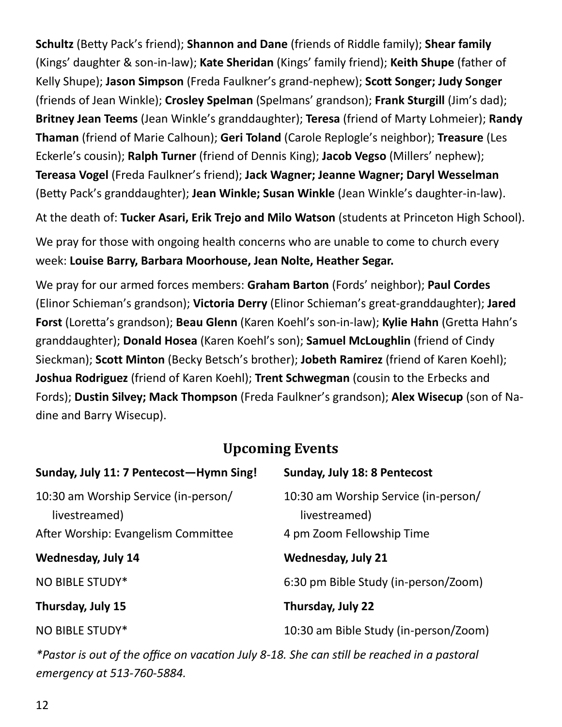**Schultz** (Betty Pack's friend); **Shannon and Dane** (friends of Riddle family); **Shear family** (Kings' daughter & son-in-law); **Kate Sheridan** (Kings' family friend); **Keith Shupe** (father of Kelly Shupe); **Jason Simpson** (Freda Faulkner's grand-nephew); **Scott Songer; Judy Songer** (friends of Jean Winkle); **Crosley Spelman** (Spelmans' grandson); **Frank Sturgill** (Jim's dad); **Britney Jean Teems** (Jean Winkle's granddaughter); **Teresa** (friend of Marty Lohmeier); **Randy Thaman** (friend of Marie Calhoun); **Geri Toland** (Carole Replogle's neighbor); **Treasure** (Les Eckerle's cousin); **Ralph Turner** (friend of Dennis King); **Jacob Vegso** (Millers' nephew); **Tereasa Vogel** (Freda Faulkner's friend); **Jack Wagner; Jeanne Wagner; Daryl Wesselman** (Betty Pack's granddaughter); **Jean Winkle; Susan Winkle** (Jean Winkle's daughter-in-law).

At the death of: **Tucker Asari, Erik Trejo and Milo Watson** (students at Princeton High School).

We pray for those with ongoing health concerns who are unable to come to church every week: **Louise Barry, Barbara Moorhouse, Jean Nolte, Heather Segar.**

We pray for our armed forces members: **Graham Barton** (Fords' neighbor); **Paul Cordes** (Elinor Schieman's grandson); **Victoria Derry** (Elinor Schieman's great-granddaughter); **Jared Forst** (Loretta's grandson); **Beau Glenn** (Karen Koehl's son-in-law); **Kylie Hahn** (Gretta Hahn's granddaughter); **Donald Hosea** (Karen Koehl's son); **Samuel McLoughlin** (friend of Cindy Sieckman); **Scott Minton** (Becky Betsch's brother); **Jobeth Ramirez** (friend of Karen Koehl); **Joshua Rodriguez** (friend of Karen Koehl); **Trent Schwegman** (cousin to the Erbecks and Fords); **Dustin Silvey; Mack Thompson** (Freda Faulkner's grandson); **Alex Wisecup** (son of Nadine and Barry Wisecup).

## Upcoming Events

**Sunday, July 11: 7 Pentecost—Hymn Sing!**

10:30 am Worship Service (in-person/livestreamed)
After Worship: Evangelism Committee

**Wednesday, July 14**

NO BIBLE STUDY*

**Thursday, July 15**

NO BIBLE STUDY*

**Sunday, July 18: 8 Pentecost**

10:30 am Worship Service (in-person/livestreamed)
4 pm Zoom Fellowship Time

**Wednesday, July 21**

6:30 pm Bible Study (in-person/Zoom)

**Thursday, July 22**

10:30 am Bible Study (in-person/Zoom)

*\*Pastor is out of the office on vacation July 8-18. She can still be reached in a pastoral emergency at 513-760-5884.*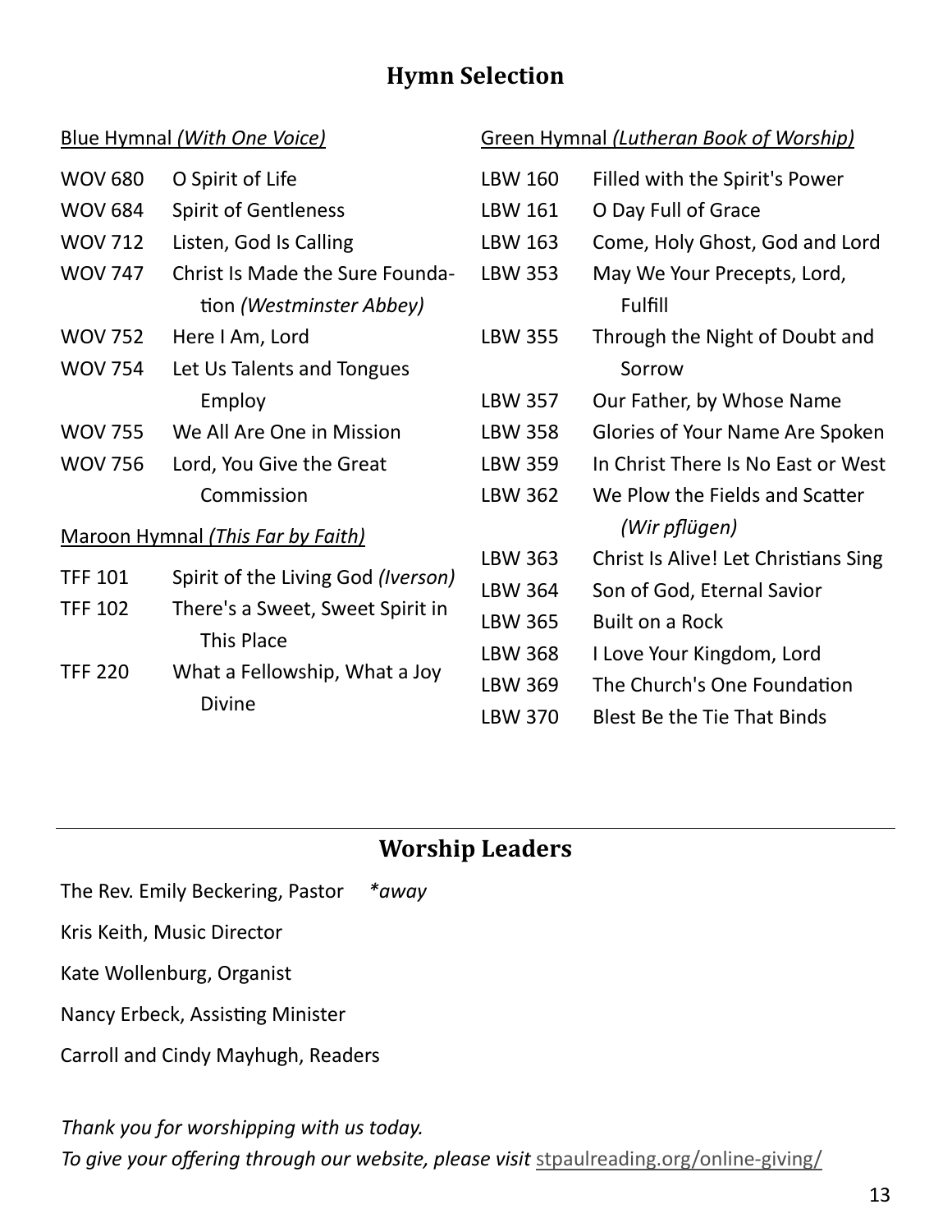## Hymn Selection

<u>Blue Hymnal *(With One Voice)*</u>

| | |
|---|---|
| WOV 680 | O Spirit of Life |
| WOV 684 | Spirit of Gentleness |
| WOV 712 | Listen, God Is Calling |
| WOV 747 | Christ Is Made the Sure Foundation *(Westminster Abbey)* |
| WOV 752 | Here I Am, Lord |
| WOV 754 | Let Us Talents and Tongues Employ |
| WOV 755 | We All Are One in Mission |
| WOV 756 | Lord, You Give the Great Commission |

<u>Maroon Hymnal *(This Far by Faith)*</u>

| | |
|---|---|
| TFF 101 | Spirit of the Living God *(Iverson)* |
| TFF 102 | There's a Sweet, Sweet Spirit in This Place |
| TFF 220 | What a Fellowship, What a Joy Divine |

<u>Green Hymnal *(Lutheran Book of Worship)*</u>

| | |
|---|---|
| LBW 160 | Filled with the Spirit's Power |
| LBW 161 | O Day Full of Grace |
| LBW 163 | Come, Holy Ghost, God and Lord |
| LBW 353 | May We Your Precepts, Lord, Fulfill |
| LBW 355 | Through the Night of Doubt and Sorrow |
| LBW 357 | Our Father, by Whose Name |
| LBW 358 | Glories of Your Name Are Spoken |
| LBW 359 | In Christ There Is No East or West |
| LBW 362 | We Plow the Fields and Scatter *(Wir pflügen)* |
| LBW 363 | Christ Is Alive! Let Christians Sing |
| LBW 364 | Son of God, Eternal Savior |
| LBW 365 | Built on a Rock |
| LBW 368 | I Love Your Kingdom, Lord |
| LBW 369 | The Church's One Foundation |
| LBW 370 | Blest Be the Tie That Binds |

---

## Worship Leaders

The Rev. Emily Beckering, Pastor *\*away*

Kris Keith, Music Director

Kate Wollenburg, Organist

Nancy Erbeck, Assisting Minister

Carroll and Cindy Mayhugh, Readers

*Thank you for worshipping with us today.*
*To give your offering through our website, please visit* stpaulreading.org/online-giving/